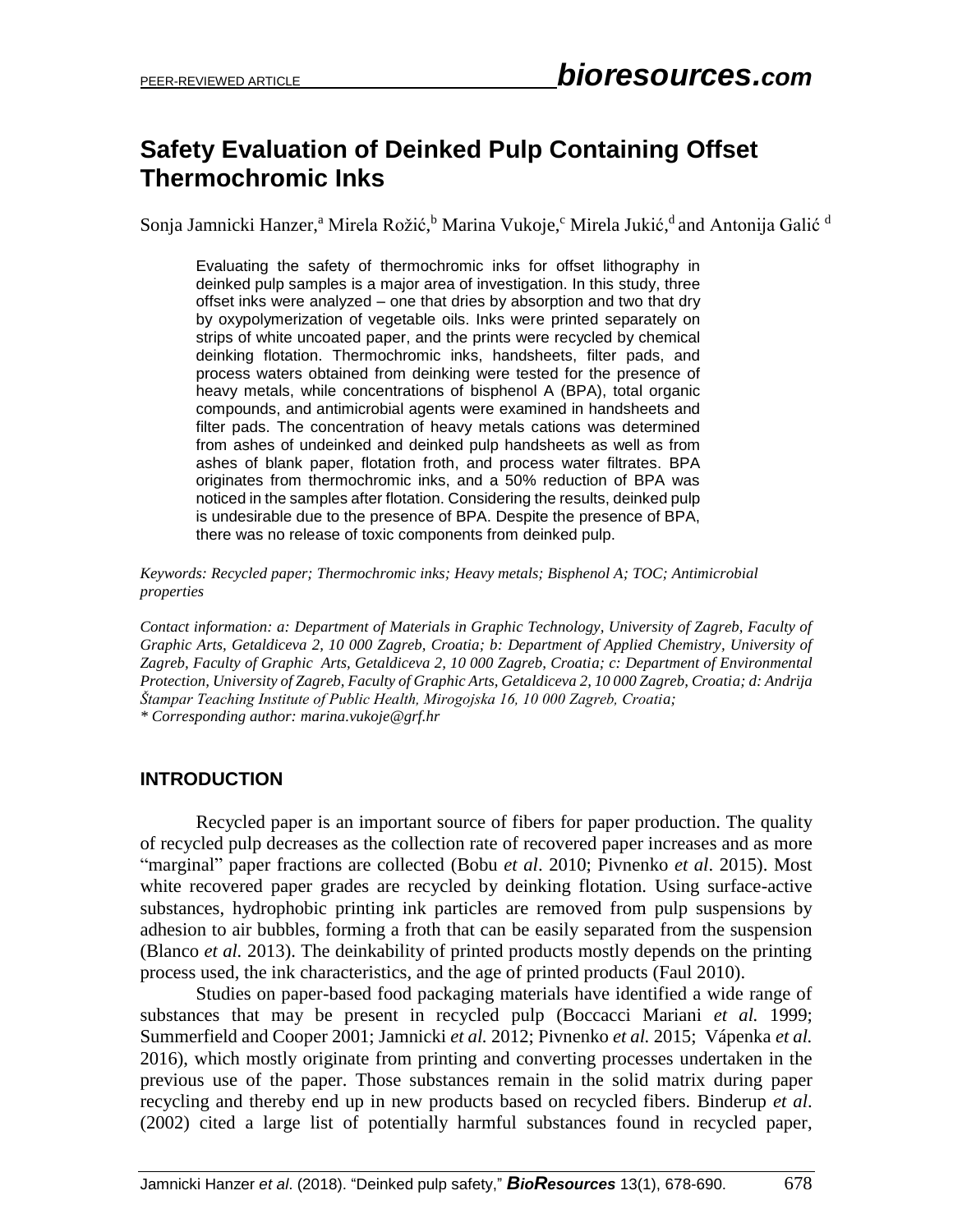# Safety Evaluation of Deinked Pulp Containing Offset Thermochromic Inks

Sonja Jamnicki Hanzer,[a] Mirela Rožić,[b] Marina Vukoje,[c] Mirela Jukić,[d] and Antonija Galić [d]

Evaluating the safety of thermochromic inks for offset lithography in deinked pulp samples is a major area of investigation. In this study, three offset inks were analyzed – one that dries by absorption and two that dry by oxypolymerization of vegetable oils. Inks were printed separately on strips of white uncoated paper, and the prints were recycled by chemical deinking flotation. Thermochromic inks, handsheets, filter pads, and process waters obtained from deinking were tested for the presence of heavy metals, while concentrations of bisphenol A (BPA), total organic compounds, and antimicrobial agents were examined in handsheets and filter pads. The concentration of heavy metals cations was determined from ashes of undeinked and deinked pulp handsheets as well as from ashes of blank paper, flotation froth, and process water filtrates. BPA originates from thermochromic inks, and a 50% reduction of BPA was noticed in the samples after flotation. Considering the results, deinked pulp is undesirable due to the presence of BPA. Despite the presence of BPA, there was no release of toxic components from deinked pulp.

*Keywords: Recycled paper; Thermochromic inks; Heavy metals; Bisphenol A; TOC; Antimicrobial properties*

*Contact information: a: Department of Materials in Graphic Technology, University of Zagreb, Faculty of Graphic Arts, Getaldiceva 2, 10 000 Zagreb, Croatia; b: Department of Applied Chemistry, University of Zagreb, Faculty of Graphic Arts, Getaldiceva 2, 10 000 Zagreb, Croatia; c: Department of Environmental Protection, University of Zagreb, Faculty of Graphic Arts, Getaldiceva 2, 10 000 Zagreb, Croatia; d: Andrija Štampar Teaching Institute of Public Health, Mirogojska 16, 10 000 Zagreb, Croatia;*
*\* Corresponding author: marina.vukoje@grf.hr*

## INTRODUCTION

Recycled paper is an important source of fibers for paper production. The quality of recycled pulp decreases as the collection rate of recovered paper increases and as more "marginal" paper fractions are collected (Bobu *et al*. 2010; Pivnenko *et al*. 2015). Most white recovered paper grades are recycled by deinking flotation. Using surface-active substances, hydrophobic printing ink particles are removed from pulp suspensions by adhesion to air bubbles, forming a froth that can be easily separated from the suspension (Blanco *et al.* 2013). The deinkability of printed products mostly depends on the printing process used, the ink characteristics, and the age of printed products (Faul 2010).

Studies on paper-based food packaging materials have identified a wide range of substances that may be present in recycled pulp (Boccacci Mariani *et al.* 1999; Summerfield and Cooper 2001; Jamnicki *et al.* 2012; Pivnenko *et al.* 2015; Vápenka *et al.* 2016), which mostly originate from printing and converting processes undertaken in the previous use of the paper. Those substances remain in the solid matrix during paper recycling and thereby end up in new products based on recycled fibers. Binderup *et al*. (2002) cited a large list of potentially harmful substances found in recycled paper,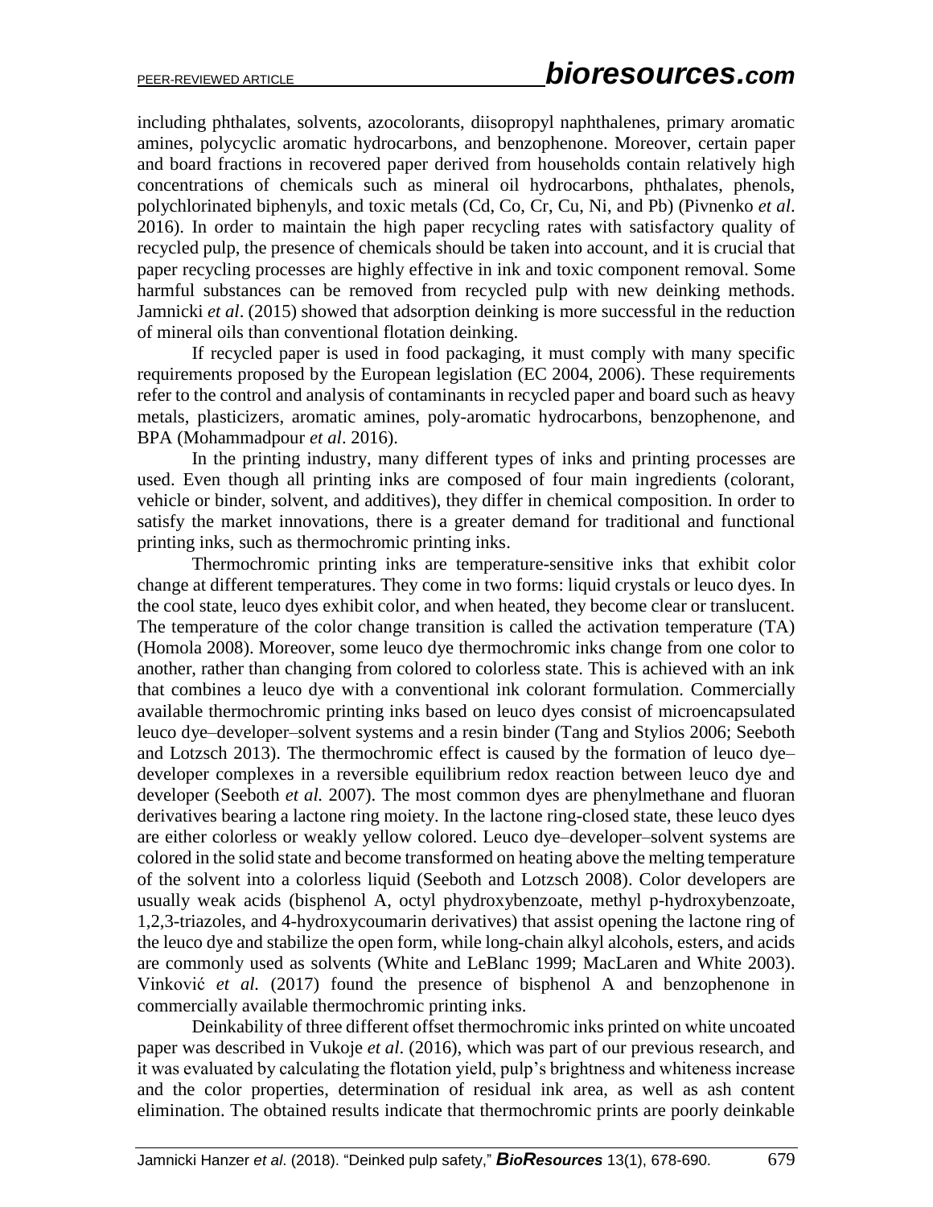including phthalates, solvents, azocolorants, diisopropyl naphthalenes, primary aromatic amines, polycyclic aromatic hydrocarbons, and benzophenone. Moreover, certain paper and board fractions in recovered paper derived from households contain relatively high concentrations of chemicals such as mineral oil hydrocarbons, phthalates, phenols, polychlorinated biphenyls, and toxic metals (Cd, Co, Cr, Cu, Ni, and Pb) (Pivnenko *et al*. 2016). In order to maintain the high paper recycling rates with satisfactory quality of recycled pulp, the presence of chemicals should be taken into account, and it is crucial that paper recycling processes are highly effective in ink and toxic component removal. Some harmful substances can be removed from recycled pulp with new deinking methods. Jamnicki *et al*. (2015) showed that adsorption deinking is more successful in the reduction of mineral oils than conventional flotation deinking.

If recycled paper is used in food packaging, it must comply with many specific requirements proposed by the European legislation (EC 2004, 2006). These requirements refer to the control and analysis of contaminants in recycled paper and board such as heavy metals, plasticizers, aromatic amines, poly-aromatic hydrocarbons, benzophenone, and BPA (Mohammadpour *et al*. 2016).

In the printing industry, many different types of inks and printing processes are used. Even though all printing inks are composed of four main ingredients (colorant, vehicle or binder, solvent, and additives), they differ in chemical composition. In order to satisfy the market innovations, there is a greater demand for traditional and functional printing inks, such as thermochromic printing inks.

Thermochromic printing inks are temperature-sensitive inks that exhibit color change at different temperatures. They come in two forms: liquid crystals or leuco dyes. In the cool state, leuco dyes exhibit color, and when heated, they become clear or translucent. The temperature of the color change transition is called the activation temperature (TA) (Homola 2008). Moreover, some leuco dye thermochromic inks change from one color to another, rather than changing from colored to colorless state. This is achieved with an ink that combines a leuco dye with a conventional ink colorant formulation. Commercially available thermochromic printing inks based on leuco dyes consist of microencapsulated leuco dye–developer–solvent systems and a resin binder (Tang and Stylios 2006; Seeboth and Lotzsch 2013). The thermochromic effect is caused by the formation of leuco dye–developer complexes in a reversible equilibrium redox reaction between leuco dye and developer (Seeboth *et al.* 2007). The most common dyes are phenylmethane and fluoran derivatives bearing a lactone ring moiety. In the lactone ring-closed state, these leuco dyes are either colorless or weakly yellow colored. Leuco dye–developer–solvent systems are colored in the solid state and become transformed on heating above the melting temperature of the solvent into a colorless liquid (Seeboth and Lotzsch 2008). Color developers are usually weak acids (bisphenol A, octyl phydroxybenzoate, methyl p-hydroxybenzoate, 1,2,3-triazoles, and 4-hydroxycoumarin derivatives) that assist opening the lactone ring of the leuco dye and stabilize the open form, while long-chain alkyl alcohols, esters, and acids are commonly used as solvents (White and LeBlanc 1999; MacLaren and White 2003). Vinković *et al.* (2017) found the presence of bisphenol A and benzophenone in commercially available thermochromic printing inks.

Deinkability of three different offset thermochromic inks printed on white uncoated paper was described in Vukoje *et al*. (2016), which was part of our previous research, and it was evaluated by calculating the flotation yield, pulp's brightness and whiteness increase and the color properties, determination of residual ink area, as well as ash content elimination. The obtained results indicate that thermochromic prints are poorly deinkable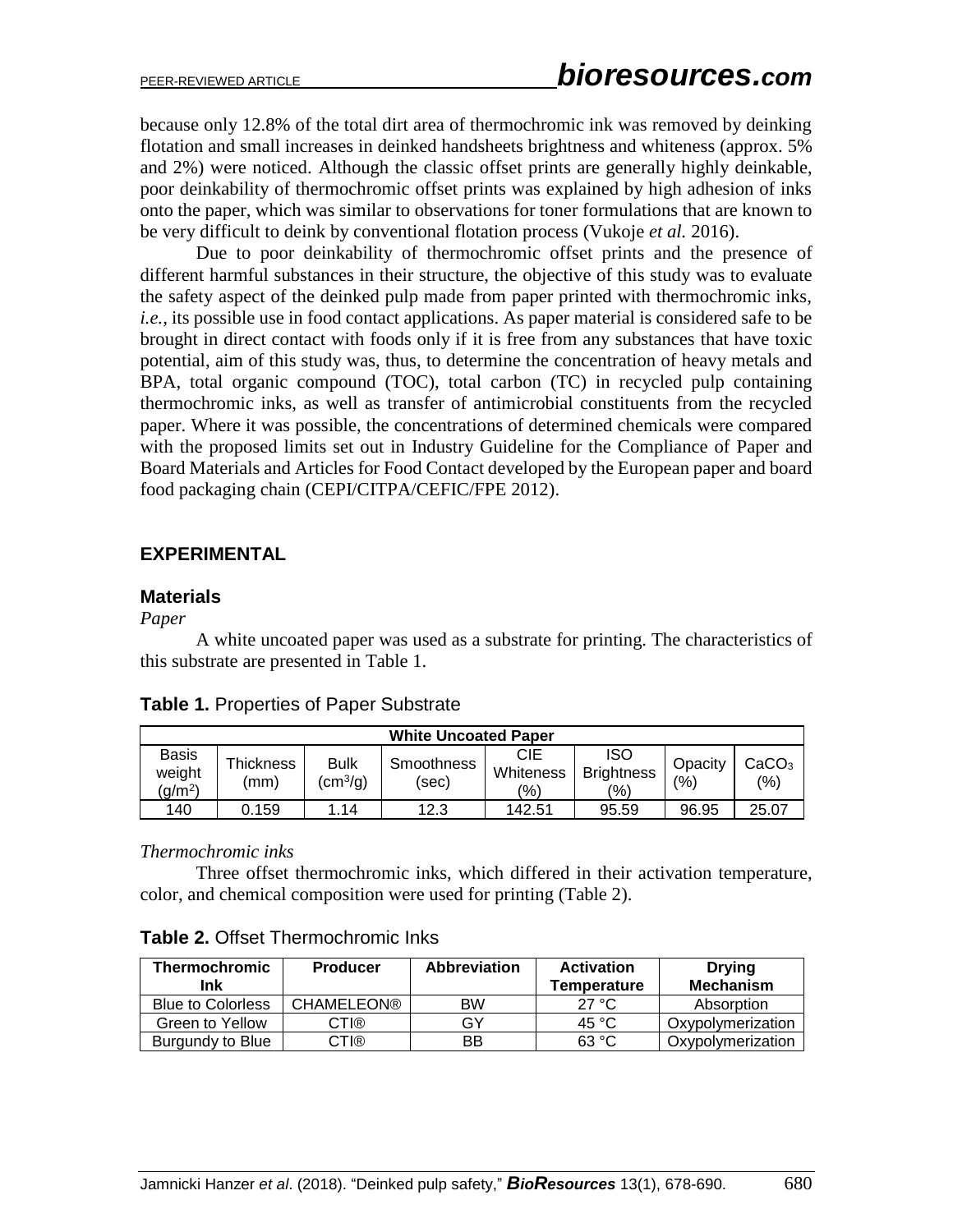because only 12.8% of the total dirt area of thermochromic ink was removed by deinking flotation and small increases in deinked handsheets brightness and whiteness (approx. 5% and 2%) were noticed. Although the classic offset prints are generally highly deinkable, poor deinkability of thermochromic offset prints was explained by high adhesion of inks onto the paper, which was similar to observations for toner formulations that are known to be very difficult to deink by conventional flotation process (Vukoje *et al.* 2016).

Due to poor deinkability of thermochromic offset prints and the presence of different harmful substances in their structure, the objective of this study was to evaluate the safety aspect of the deinked pulp made from paper printed with thermochromic inks, *i.e.,* its possible use in food contact applications. As paper material is considered safe to be brought in direct contact with foods only if it is free from any substances that have toxic potential, aim of this study was, thus, to determine the concentration of heavy metals and BPA, total organic compound (TOC), total carbon (TC) in recycled pulp containing thermochromic inks, as well as transfer of antimicrobial constituents from the recycled paper. Where it was possible, the concentrations of determined chemicals were compared with the proposed limits set out in Industry Guideline for the Compliance of Paper and Board Materials and Articles for Food Contact developed by the European paper and board food packaging chain (CEPI/CITPA/CEFIC/FPE 2012).

## EXPERIMENTAL

### Materials

*Paper*

A white uncoated paper was used as a substrate for printing. The characteristics of this substrate are presented in Table 1.

**Table 1.** Properties of Paper Substrate

| White Uncoated Paper | | | | | | | |
|---|---|---|---|---|---|---|---|
| Basis weight ($g/m^2$) | Thickness (mm) | Bulk ($cm^3/g$) | Smoothness (sec) | CIE Whiteness (%) | ISO Brightness (%) | Opacity (%) | $CaCO_3$ (%) |
| 140 | 0.159 | 1.14 | 12.3 | 142.51 | 95.59 | 96.95 | 25.07 |

*Thermochromic inks*

Three offset thermochromic inks, which differed in their activation temperature, color, and chemical composition were used for printing (Table 2).

**Table 2.** Offset Thermochromic Inks

| Thermochromic Ink | Producer | Abbreviation | Activation Temperature | Drying Mechanism |
|---|---|---|---|---|
| Blue to Colorless | CHAMELEON® | BW | 27 °C | Absorption |
| Green to Yellow | CTI® | GY | 45 °C | Oxypolymerization |
| Burgundy to Blue | CTI® | BB | 63 °C | Oxypolymerization |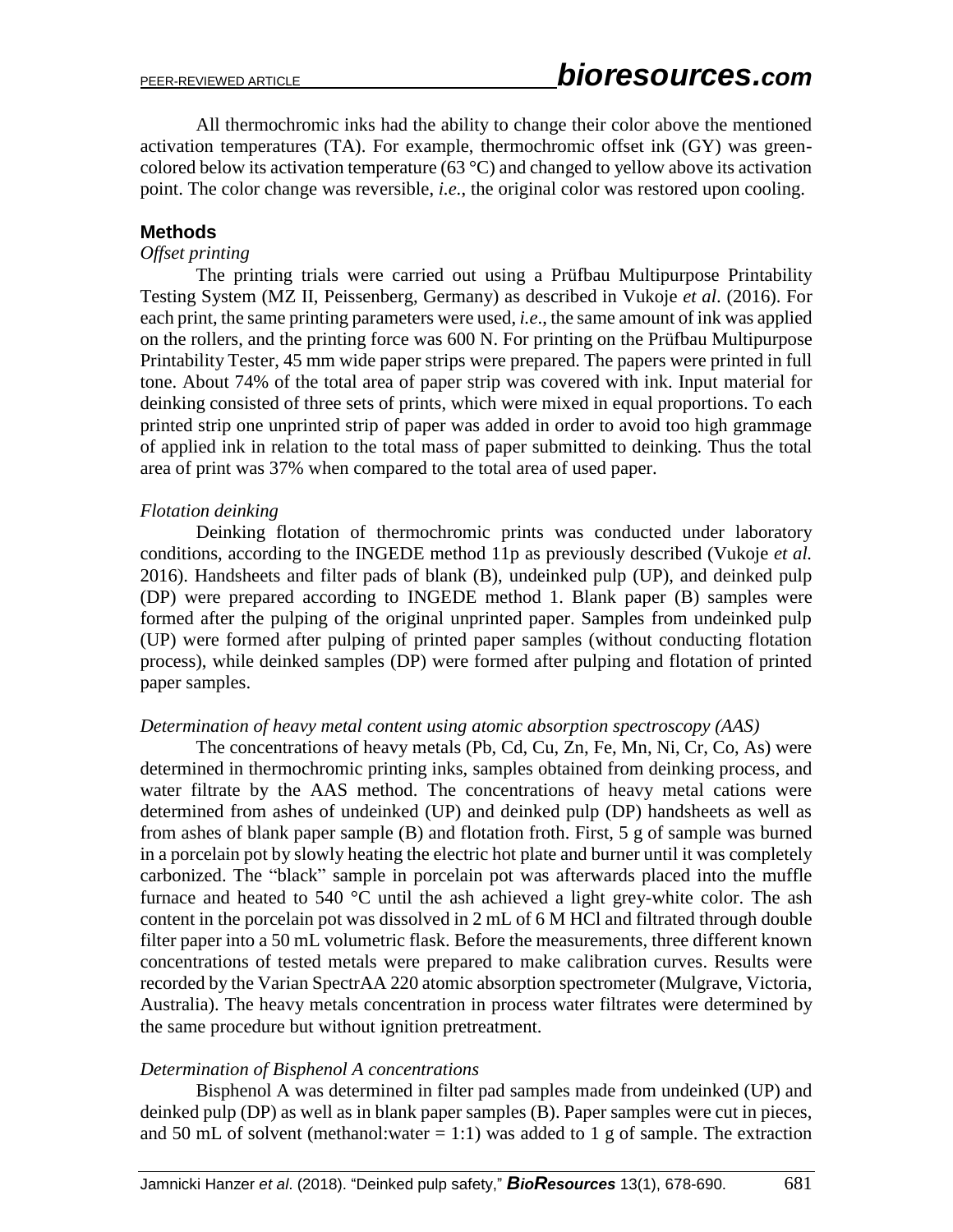All thermochromic inks had the ability to change their color above the mentioned activation temperatures (TA). For example, thermochromic offset ink (GY) was green-colored below its activation temperature (63 °C) and changed to yellow above its activation point. The color change was reversible, *i.e.*, the original color was restored upon cooling.

## Methods

### *Offset printing*

The printing trials were carried out using a Prüfbau Multipurpose Printability Testing System (MZ II, Peissenberg, Germany) as described in Vukoje *et al*. (2016). For each print, the same printing parameters were used, *i.e*., the same amount of ink was applied on the rollers, and the printing force was 600 N. For printing on the Prüfbau Multipurpose Printability Tester, 45 mm wide paper strips were prepared. The papers were printed in full tone. About 74% of the total area of paper strip was covered with ink. Input material for deinking consisted of three sets of prints, which were mixed in equal proportions. To each printed strip one unprinted strip of paper was added in order to avoid too high grammage of applied ink in relation to the total mass of paper submitted to deinking. Thus the total area of print was 37% when compared to the total area of used paper.

### *Flotation deinking*

Deinking flotation of thermochromic prints was conducted under laboratory conditions, according to the INGEDE method 11p as previously described (Vukoje *et al.* 2016). Handsheets and filter pads of blank (B), undeinked pulp (UP), and deinked pulp (DP) were prepared according to INGEDE method 1. Blank paper (B) samples were formed after the pulping of the original unprinted paper. Samples from undeinked pulp (UP) were formed after pulping of printed paper samples (without conducting flotation process), while deinked samples (DP) were formed after pulping and flotation of printed paper samples.

### *Determination of heavy metal content using atomic absorption spectroscopy (AAS)*

The concentrations of heavy metals (Pb, Cd, Cu, Zn, Fe, Mn, Ni, Cr, Co, As) were determined in thermochromic printing inks, samples obtained from deinking process, and water filtrate by the AAS method. The concentrations of heavy metal cations were determined from ashes of undeinked (UP) and deinked pulp (DP) handsheets as well as from ashes of blank paper sample (B) and flotation froth. First, 5 g of sample was burned in a porcelain pot by slowly heating the electric hot plate and burner until it was completely carbonized. The "black" sample in porcelain pot was afterwards placed into the muffle furnace and heated to 540 °C until the ash achieved a light grey-white color. The ash content in the porcelain pot was dissolved in 2 mL of 6 M HCl and filtrated through double filter paper into a 50 mL volumetric flask. Before the measurements, three different known concentrations of tested metals were prepared to make calibration curves. Results were recorded by the Varian SpectrAA 220 atomic absorption spectrometer (Mulgrave, Victoria, Australia). The heavy metals concentration in process water filtrates were determined by the same procedure but without ignition pretreatment.

### *Determination of Bisphenol A concentrations*

Bisphenol A was determined in filter pad samples made from undeinked (UP) and deinked pulp (DP) as well as in blank paper samples (B). Paper samples were cut in pieces, and 50 mL of solvent (methanol:water = 1:1) was added to 1 g of sample. The extraction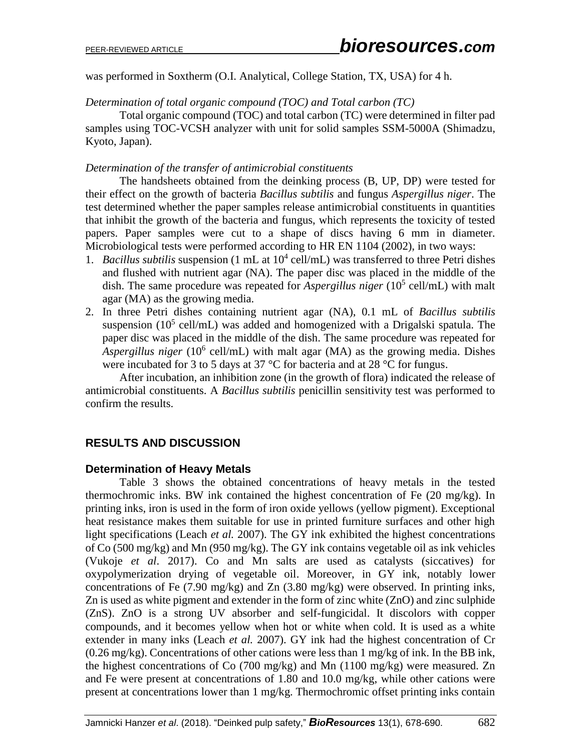was performed in Soxtherm (O.I. Analytical, College Station, TX, USA) for 4 h.

*Determination of total organic compound (TOC) and Total carbon (TC)*

Total organic compound (TOC) and total carbon (TC) were determined in filter pad samples using TOC-VCSH analyzer with unit for solid samples SSM-5000A (Shimadzu, Kyoto, Japan).

*Determination of the transfer of antimicrobial constituents*

The handsheets obtained from the deinking process (B, UP, DP) were tested for their effect on the growth of bacteria *Bacillus subtilis* and fungus *Aspergillus niger*. The test determined whether the paper samples release antimicrobial constituents in quantities that inhibit the growth of the bacteria and fungus, which represents the toxicity of tested papers. Paper samples were cut to a shape of discs having 6 mm in diameter. Microbiological tests were performed according to HR EN 1104 (2002), in two ways:

1. *Bacillus subtilis* suspension (1 mL at $10^4$ cell/mL) was transferred to three Petri dishes and flushed with nutrient agar (NA). The paper disc was placed in the middle of the dish. The same procedure was repeated for *Aspergillus niger* ($10^5$ cell/mL) with malt agar (MA) as the growing media.
2. In three Petri dishes containing nutrient agar (NA), 0.1 mL of *Bacillus subtilis* suspension ($10^5$ cell/mL) was added and homogenized with a Drigalski spatula. The paper disc was placed in the middle of the dish. The same procedure was repeated for *Aspergillus niger* ($10^6$ cell/mL) with malt agar (MA) as the growing media. Dishes were incubated for 3 to 5 days at 37 °C for bacteria and at 28 °C for fungus.

After incubation, an inhibition zone (in the growth of flora) indicated the release of antimicrobial constituents. A *Bacillus subtilis* penicillin sensitivity test was performed to confirm the results.

## RESULTS AND DISCUSSION

### Determination of Heavy Metals

Table 3 shows the obtained concentrations of heavy metals in the tested thermochromic inks. BW ink contained the highest concentration of Fe (20 mg/kg). In printing inks, iron is used in the form of iron oxide yellows (yellow pigment). Exceptional heat resistance makes them suitable for use in printed furniture surfaces and other high light specifications (Leach *et al.* 2007). The GY ink exhibited the highest concentrations of Co (500 mg/kg) and Mn (950 mg/kg). The GY ink contains vegetable oil as ink vehicles (Vukoje *et al*. 2017). Co and Mn salts are used as catalysts (siccatives) for oxypolymerization drying of vegetable oil. Moreover, in GY ink, notably lower concentrations of Fe (7.90 mg/kg) and Zn (3.80 mg/kg) were observed. In printing inks, Zn is used as white pigment and extender in the form of zinc white (ZnO) and zinc sulphide (ZnS). ZnO is a strong UV absorber and self-fungicidal. It discolors with copper compounds, and it becomes yellow when hot or white when cold. It is used as a white extender in many inks (Leach *et al.* 2007). GY ink had the highest concentration of Cr (0.26 mg/kg). Concentrations of other cations were less than 1 mg/kg of ink. In the BB ink, the highest concentrations of Co (700 mg/kg) and Mn (1100 mg/kg) were measured. Zn and Fe were present at concentrations of 1.80 and 10.0 mg/kg, while other cations were present at concentrations lower than 1 mg/kg. Thermochromic offset printing inks contain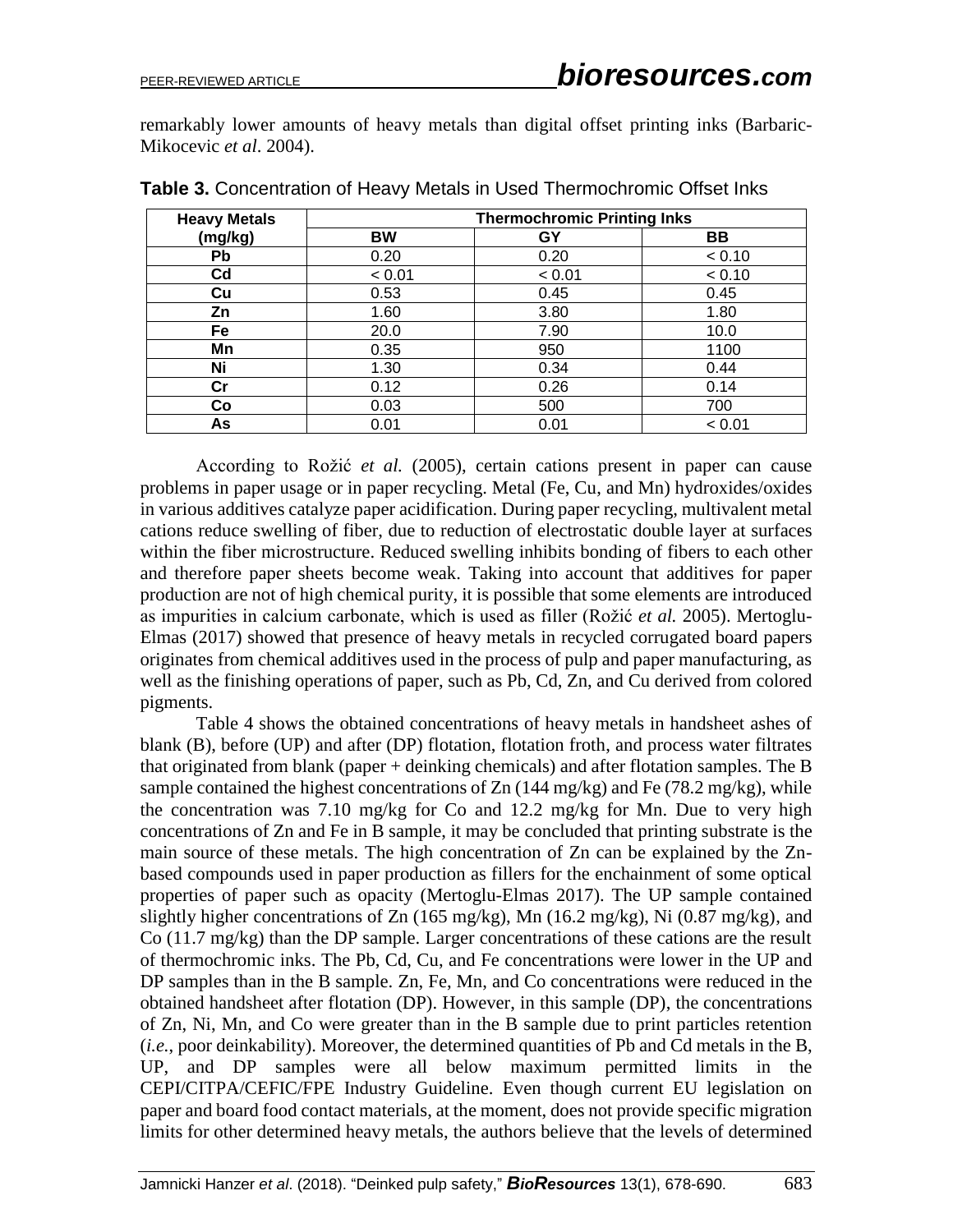remarkably lower amounts of heavy metals than digital offset printing inks (Barbaric-Mikocevic *et al*. 2004).

**Table 3.** Concentration of Heavy Metals in Used Thermochromic Offset Inks

| Heavy Metals (mg/kg) | Thermochromic Printing Inks | | |
|---|---|---|---|
| | BW | GY | BB |
| Pb | 0.20 | 0.20 | < 0.10 |
| Cd | < 0.01 | < 0.01 | < 0.10 |
| Cu | 0.53 | 0.45 | 0.45 |
| Zn | 1.60 | 3.80 | 1.80 |
| Fe | 20.0 | 7.90 | 10.0 |
| Mn | 0.35 | 950 | 1100 |
| Ni | 1.30 | 0.34 | 0.44 |
| Cr | 0.12 | 0.26 | 0.14 |
| Co | 0.03 | 500 | 700 |
| As | 0.01 | 0.01 | < 0.01 |

According to Rožić *et al.* (2005), certain cations present in paper can cause problems in paper usage or in paper recycling. Metal (Fe, Cu, and Mn) hydroxides/oxides in various additives catalyze paper acidification. During paper recycling, multivalent metal cations reduce swelling of fiber, due to reduction of electrostatic double layer at surfaces within the fiber microstructure. Reduced swelling inhibits bonding of fibers to each other and therefore paper sheets become weak. Taking into account that additives for paper production are not of high chemical purity, it is possible that some elements are introduced as impurities in calcium carbonate, which is used as filler (Rožić *et al.* 2005). Mertoglu-Elmas (2017) showed that presence of heavy metals in recycled corrugated board papers originates from chemical additives used in the process of pulp and paper manufacturing, as well as the finishing operations of paper, such as Pb, Cd, Zn, and Cu derived from colored pigments.

Table 4 shows the obtained concentrations of heavy metals in handsheet ashes of blank (B), before (UP) and after (DP) flotation, flotation froth, and process water filtrates that originated from blank (paper + deinking chemicals) and after flotation samples. The B sample contained the highest concentrations of Zn (144 mg/kg) and Fe (78.2 mg/kg), while the concentration was 7.10 mg/kg for Co and 12.2 mg/kg for Mn. Due to very high concentrations of Zn and Fe in B sample, it may be concluded that printing substrate is the main source of these metals. The high concentration of Zn can be explained by the Zn-based compounds used in paper production as fillers for the enchainment of some optical properties of paper such as opacity (Mertoglu-Elmas 2017). The UP sample contained slightly higher concentrations of Zn (165 mg/kg), Mn (16.2 mg/kg), Ni (0.87 mg/kg), and Co (11.7 mg/kg) than the DP sample. Larger concentrations of these cations are the result of thermochromic inks. The Pb, Cd, Cu, and Fe concentrations were lower in the UP and DP samples than in the B sample. Zn, Fe, Mn, and Co concentrations were reduced in the obtained handsheet after flotation (DP). However, in this sample (DP), the concentrations of Zn, Ni, Mn, and Co were greater than in the B sample due to print particles retention (*i.e.*, poor deinkability). Moreover, the determined quantities of Pb and Cd metals in the B, UP, and DP samples were all below maximum permitted limits in the CEPI/CITPA/CEFIC/FPE Industry Guideline. Even though current EU legislation on paper and board food contact materials, at the moment, does not provide specific migration limits for other determined heavy metals, the authors believe that the levels of determined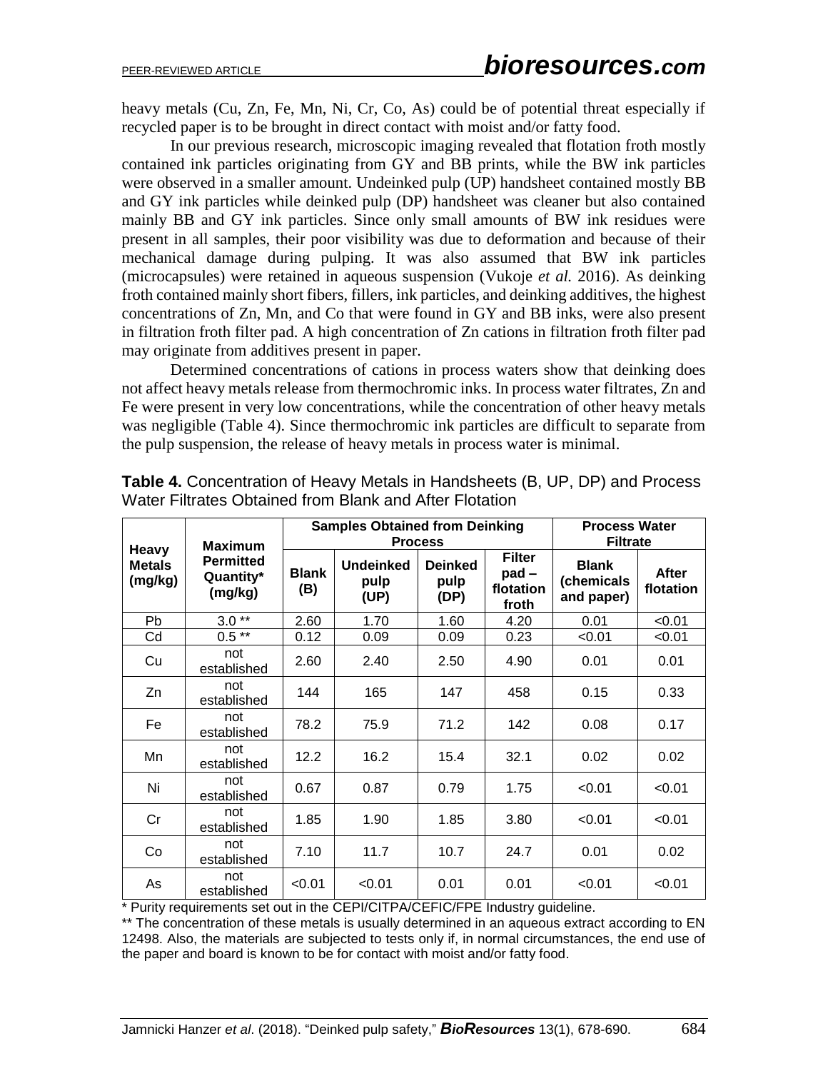heavy metals (Cu, Zn, Fe, Mn, Ni, Cr, Co, As) could be of potential threat especially if recycled paper is to be brought in direct contact with moist and/or fatty food.

In our previous research, microscopic imaging revealed that flotation froth mostly contained ink particles originating from GY and BB prints, while the BW ink particles were observed in a smaller amount. Undeinked pulp (UP) handsheet contained mostly BB and GY ink particles while deinked pulp (DP) handsheet was cleaner but also contained mainly BB and GY ink particles. Since only small amounts of BW ink residues were present in all samples, their poor visibility was due to deformation and because of their mechanical damage during pulping. It was also assumed that BW ink particles (microcapsules) were retained in aqueous suspension (Vukoje *et al.* 2016). As deinking froth contained mainly short fibers, fillers, ink particles, and deinking additives, the highest concentrations of Zn, Mn, and Co that were found in GY and BB inks, were also present in filtration froth filter pad. A high concentration of Zn cations in filtration froth filter pad may originate from additives present in paper.

Determined concentrations of cations in process waters show that deinking does not affect heavy metals release from thermochromic inks. In process water filtrates, Zn and Fe were present in very low concentrations, while the concentration of other heavy metals was negligible (Table 4). Since thermochromic ink particles are difficult to separate from the pulp suspension, the release of heavy metals in process water is minimal.

**Table 4.** Concentration of Heavy Metals in Handsheets (B, UP, DP) and Process Water Filtrates Obtained from Blank and After Flotation

| Heavy Metals (mg/kg) | Maximum Permitted Quantity* (mg/kg) | Samples Obtained from Deinking Process | | | | Process Water Filtrate | |
|---|---|---|---|---|---|---|---|
| | | Blank (B) | Undeinked pulp (UP) | Deinked pulp (DP) | Filter pad – flotation froth | Blank (chemicals and paper) | After flotation |
| Pb | 3.0 ** | 2.60 | 1.70 | 1.60 | 4.20 | 0.01 | <0.01 |
| Cd | 0.5 ** | 0.12 | 0.09 | 0.09 | 0.23 | <0.01 | <0.01 |
| Cu | not established | 2.60 | 2.40 | 2.50 | 4.90 | 0.01 | 0.01 |
| Zn | not established | 144 | 165 | 147 | 458 | 0.15 | 0.33 |
| Fe | not established | 78.2 | 75.9 | 71.2 | 142 | 0.08 | 0.17 |
| Mn | not established | 12.2 | 16.2 | 15.4 | 32.1 | 0.02 | 0.02 |
| Ni | not established | 0.67 | 0.87 | 0.79 | 1.75 | <0.01 | <0.01 |
| Cr | not established | 1.85 | 1.90 | 1.85 | 3.80 | <0.01 | <0.01 |
| Co | not established | 7.10 | 11.7 | 10.7 | 24.7 | 0.01 | 0.02 |
| As | not established | <0.01 | <0.01 | 0.01 | 0.01 | <0.01 | <0.01 |

\* Purity requirements set out in the CEPI/CITPA/CEFIC/FPE Industry guideline.

\*\* The concentration of these metals is usually determined in an aqueous extract according to EN 12498. Also, the materials are subjected to tests only if, in normal circumstances, the end use of the paper and board is known to be for contact with moist and/or fatty food.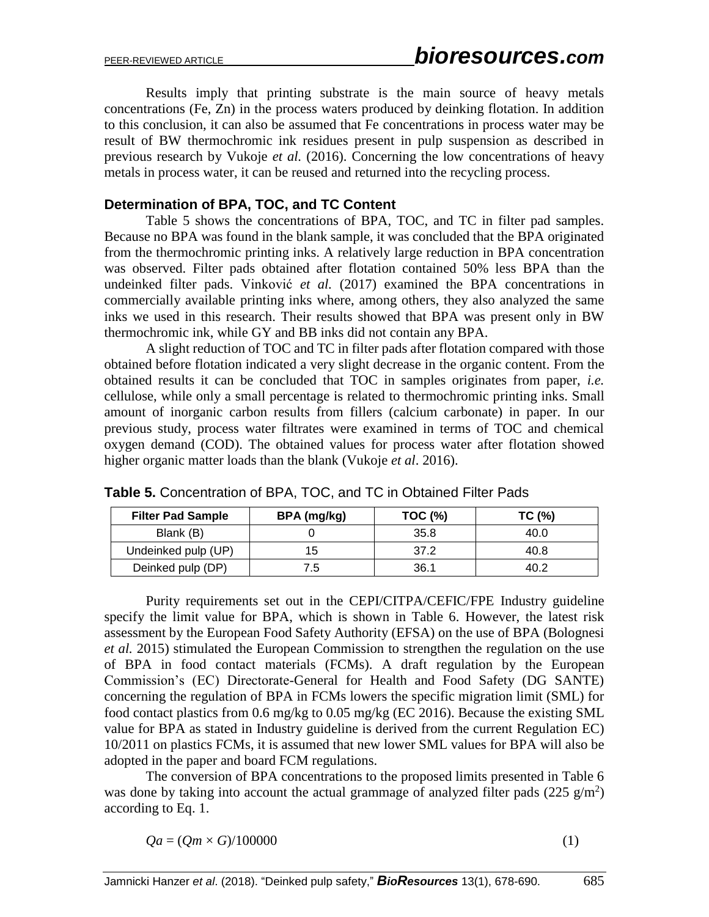Results imply that printing substrate is the main source of heavy metals concentrations (Fe, Zn) in the process waters produced by deinking flotation. In addition to this conclusion, it can also be assumed that Fe concentrations in process water may be result of BW thermochromic ink residues present in pulp suspension as described in previous research by Vukoje *et al.* (2016). Concerning the low concentrations of heavy metals in process water, it can be reused and returned into the recycling process.

### Determination of BPA, TOC, and TC Content

Table 5 shows the concentrations of BPA, TOC, and TC in filter pad samples. Because no BPA was found in the blank sample, it was concluded that the BPA originated from the thermochromic printing inks. A relatively large reduction in BPA concentration was observed. Filter pads obtained after flotation contained 50% less BPA than the undeinked filter pads. Vinković *et al.* (2017) examined the BPA concentrations in commercially available printing inks where, among others, they also analyzed the same inks we used in this research. Their results showed that BPA was present only in BW thermochromic ink, while GY and BB inks did not contain any BPA.

A slight reduction of TOC and TC in filter pads after flotation compared with those obtained before flotation indicated a very slight decrease in the organic content. From the obtained results it can be concluded that TOC in samples originates from paper, *i.e.* cellulose, while only a small percentage is related to thermochromic printing inks. Small amount of inorganic carbon results from fillers (calcium carbonate) in paper. In our previous study, process water filtrates were examined in terms of TOC and chemical oxygen demand (COD). The obtained values for process water after flotation showed higher organic matter loads than the blank (Vukoje *et al*. 2016).

**Table 5.** Concentration of BPA, TOC, and TC in Obtained Filter Pads

| Filter Pad Sample | BPA (mg/kg) | TOC (%) | TC (%) |
|---|---|---|---|
| Blank (B) | 0 | 35.8 | 40.0 |
| Undeinked pulp (UP) | 15 | 37.2 | 40.8 |
| Deinked pulp (DP) | 7.5 | 36.1 | 40.2 |

Purity requirements set out in the CEPI/CITPA/CEFIC/FPE Industry guideline specify the limit value for BPA, which is shown in Table 6. However, the latest risk assessment by the European Food Safety Authority (EFSA) on the use of BPA (Bolognesi *et al.* 2015) stimulated the European Commission to strengthen the regulation on the use of BPA in food contact materials (FCMs). A draft regulation by the European Commission's (EC) Directorate-General for Health and Food Safety (DG SANTE) concerning the regulation of BPA in FCMs lowers the specific migration limit (SML) for food contact plastics from 0.6 mg/kg to 0.05 mg/kg (EC 2016). Because the existing SML value for BPA as stated in Industry guideline is derived from the current Regulation EC) 10/2011 on plastics FCMs, it is assumed that new lower SML values for BPA will also be adopted in the paper and board FCM regulations.

The conversion of BPA concentrations to the proposed limits presented in Table 6 was done by taking into account the actual grammage of analyzed filter pads (225 g/m$^2$) according to Eq. 1.

$$Qa = (Qm \times G)/100000 \tag{1}$$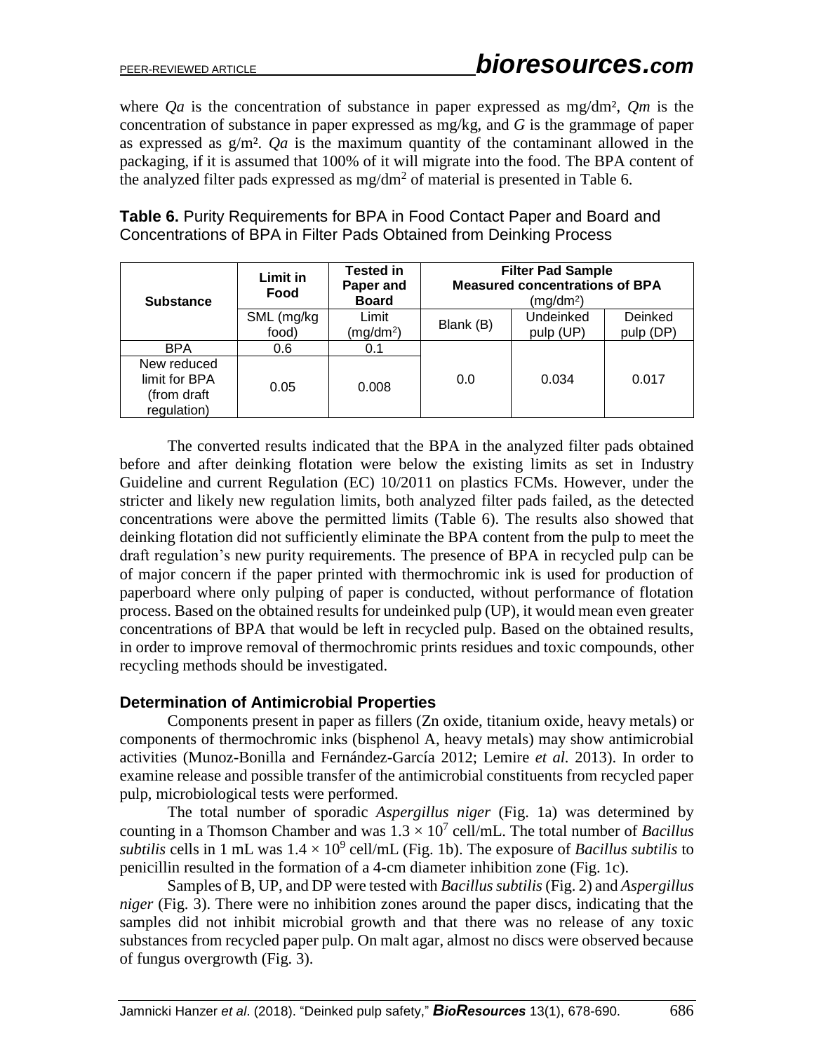where *Qa* is the concentration of substance in paper expressed as mg/dm², *Qm* is the concentration of substance in paper expressed as mg/kg, and *G* is the grammage of paper as expressed as g/m². *Qa* is the maximum quantity of the contaminant allowed in the packaging, if it is assumed that 100% of it will migrate into the food. The BPA content of the analyzed filter pads expressed as $mg/dm^2$ of material is presented in Table 6.

**Table 6.** Purity Requirements for BPA in Food Contact Paper and Board and Concentrations of BPA in Filter Pads Obtained from Deinking Process

| Substance | Limit in Food | Tested in Paper and Board | Filter Pad Sample Measured concentrations of BPA ($mg/dm^2$) | | |
|---|---|---|---|---|---|
| | SML (mg/kg food) | Limit ($mg/dm^2$) | Blank (B) | Undeinked pulp (UP) | Deinked pulp (DP) |
| BPA | 0.6 | 0.1 | 0.0 | 0.034 | 0.017 |
| New reduced limit for BPA (from draft regulation) | 0.05 | 0.008 | | | |

The converted results indicated that the BPA in the analyzed filter pads obtained before and after deinking flotation were below the existing limits as set in Industry Guideline and current Regulation (EC) 10/2011 on plastics FCMs. However, under the stricter and likely new regulation limits, both analyzed filter pads failed, as the detected concentrations were above the permitted limits (Table 6). The results also showed that deinking flotation did not sufficiently eliminate the BPA content from the pulp to meet the draft regulation's new purity requirements. The presence of BPA in recycled pulp can be of major concern if the paper printed with thermochromic ink is used for production of paperboard where only pulping of paper is conducted, without performance of flotation process. Based on the obtained results for undeinked pulp (UP), it would mean even greater concentrations of BPA that would be left in recycled pulp. Based on the obtained results, in order to improve removal of thermochromic prints residues and toxic compounds, other recycling methods should be investigated.

## Determination of Antimicrobial Properties

Components present in paper as fillers (Zn oxide, titanium oxide, heavy metals) or components of thermochromic inks (bisphenol A, heavy metals) may show antimicrobial activities (Munoz-Bonilla and Fernández-García 2012; Lemire *et al.* 2013). In order to examine release and possible transfer of the antimicrobial constituents from recycled paper pulp, microbiological tests were performed.

The total number of sporadic *Aspergillus niger* (Fig. 1a) was determined by counting in a Thomson Chamber and was $1.3 \times 10^7$ cell/mL. The total number of *Bacillus subtilis* cells in 1 mL was $1.4 \times 10^9$ cell/mL (Fig. 1b). The exposure of *Bacillus subtilis* to penicillin resulted in the formation of a 4-cm diameter inhibition zone (Fig. 1c).

Samples of B, UP, and DP were tested with *Bacillus subtilis* (Fig. 2) and *Aspergillus niger* (Fig. 3). There were no inhibition zones around the paper discs, indicating that the samples did not inhibit microbial growth and that there was no release of any toxic substances from recycled paper pulp. On malt agar, almost no discs were observed because of fungus overgrowth (Fig. 3).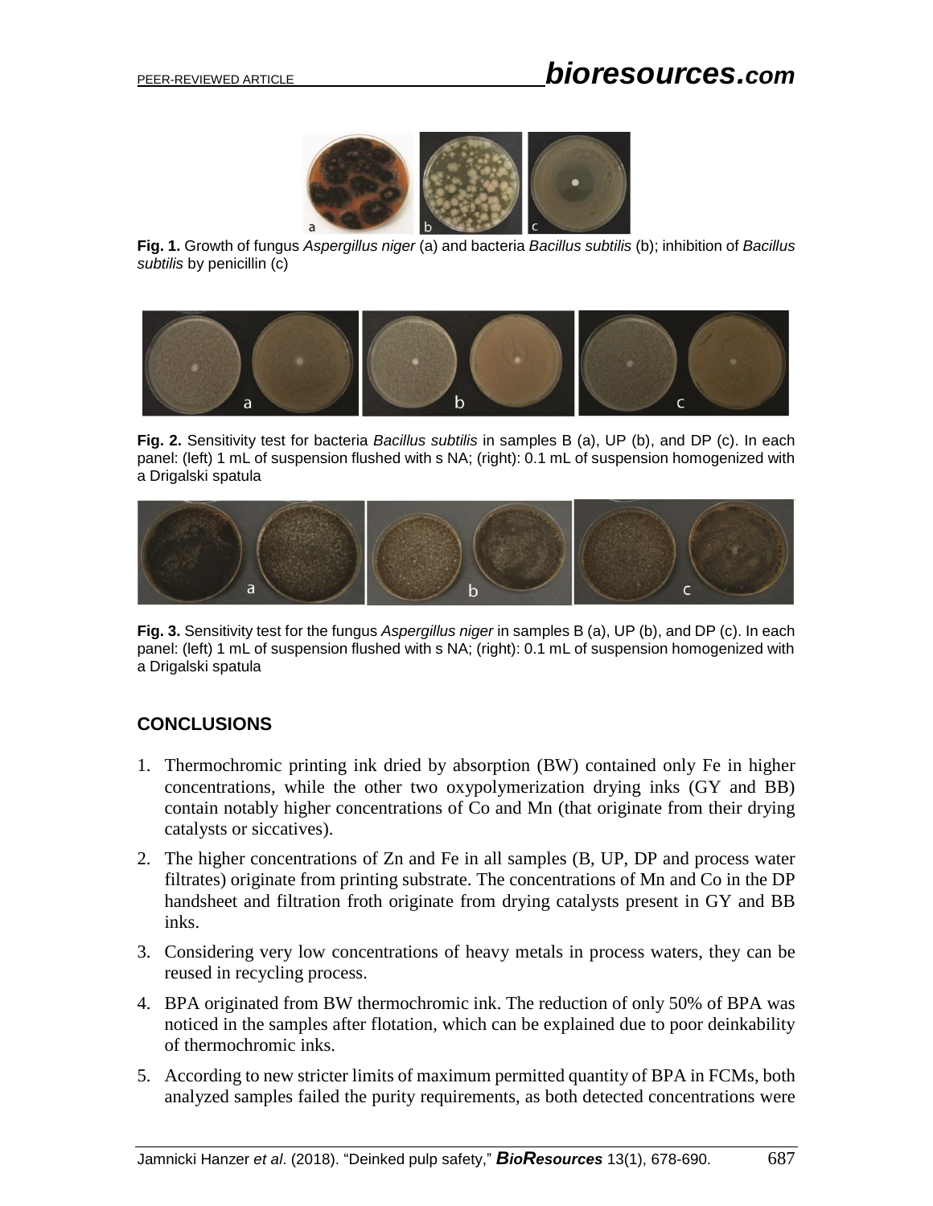**Fig. 1.** Growth of fungus *Aspergillus niger* (a) and bacteria *Bacillus subtilis* (b); inhibition of *Bacillus subtilis* by penicillin (c)

**Fig. 2.** Sensitivity test for bacteria *Bacillus subtilis* in samples B (a), UP (b), and DP (c). In each panel: (left) 1 mL of suspension flushed with s NA; (right): 0.1 mL of suspension homogenized with a Drigalski spatula

**Fig. 3.** Sensitivity test for the fungus *Aspergillus niger* in samples B (a), UP (b), and DP (c). In each panel: (left) 1 mL of suspension flushed with s NA; (right): 0.1 mL of suspension homogenized with a Drigalski spatula

## CONCLUSIONS

1. Thermochromic printing ink dried by absorption (BW) contained only Fe in higher concentrations, while the other two oxypolymerization drying inks (GY and BB) contain notably higher concentrations of Co and Mn (that originate from their drying catalysts or siccatives).
2. The higher concentrations of Zn and Fe in all samples (B, UP, DP and process water filtrates) originate from printing substrate. The concentrations of Mn and Co in the DP handsheet and filtration froth originate from drying catalysts present in GY and BB inks.
3. Considering very low concentrations of heavy metals in process waters, they can be reused in recycling process.
4. BPA originated from BW thermochromic ink. The reduction of only 50% of BPA was noticed in the samples after flotation, which can be explained due to poor deinkability of thermochromic inks.
5. According to new stricter limits of maximum permitted quantity of BPA in FCMs, both analyzed samples failed the purity requirements, as both detected concentrations were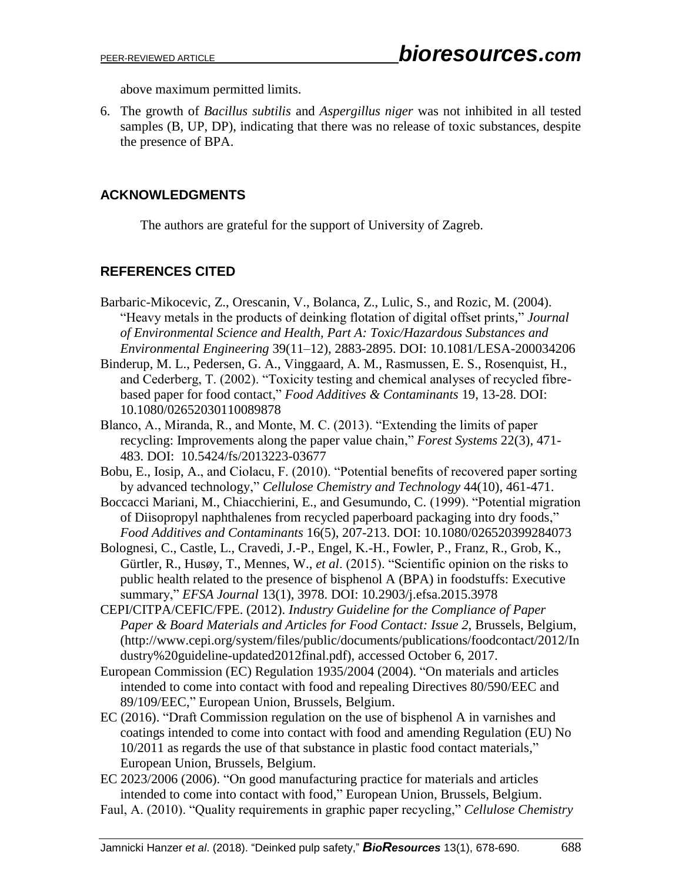above maximum permitted limits.

6. The growth of *Bacillus subtilis* and *Aspergillus niger* was not inhibited in all tested samples (B, UP, DP), indicating that there was no release of toxic substances, despite the presence of BPA.

## ACKNOWLEDGMENTS

The authors are grateful for the support of University of Zagreb.

## REFERENCES CITED

Barbaric-Mikocevic, Z., Orescanin, V., Bolanca, Z., Lulic, S., and Rozic, M. (2004). "Heavy metals in the products of deinking flotation of digital offset prints," *Journal of Environmental Science and Health, Part A: Toxic/Hazardous Substances and Environmental Engineering* 39(11–12), 2883-2895. DOI: 10.1081/LESA-200034206

Binderup, M. L., Pedersen, G. A., Vinggaard, A. M., Rasmussen, E. S., Rosenquist, H., and Cederberg, T. (2002). "Toxicity testing and chemical analyses of recycled fibre-based paper for food contact," *Food Additives & Contaminants* 19, 13-28. DOI: 10.1080/02652030110089878

Blanco, A., Miranda, R., and Monte, M. C. (2013). "Extending the limits of paper recycling: Improvements along the paper value chain," *Forest Systems* 22(3), 471-483. DOI: 10.5424/fs/2013223-03677

Bobu, E., Iosip, A., and Ciolacu, F. (2010). "Potential benefits of recovered paper sorting by advanced technology," *Cellulose Chemistry and Technology* 44(10), 461-471.

Boccacci Mariani, M., Chiacchierini, E., and Gesumundo, C. (1999). "Potential migration of Diisopropyl naphthalenes from recycled paperboard packaging into dry foods," *Food Additives and Contaminants* 16(5), 207-213. DOI: 10.1080/026520399284073

Bolognesi, C., Castle, L., Cravedi, J.-P., Engel, K.-H., Fowler, P., Franz, R., Grob, K., Gürtler, R., Husøy, T., Mennes, W., *et al*. (2015). "Scientific opinion on the risks to public health related to the presence of bisphenol A (BPA) in foodstuffs: Executive summary," *EFSA Journal* 13(1), 3978. DOI: 10.2903/j.efsa.2015.3978

CEPI/CITPA/CEFIC/FPE. (2012). *Industry Guideline for the Compliance of Paper Paper & Board Materials and Articles for Food Contact: Issue 2*, Brussels, Belgium, (http://www.cepi.org/system/files/public/documents/publications/foodcontact/2012/Industry%20guideline-updated2012final.pdf), accessed October 6, 2017.

European Commission (EC) Regulation 1935/2004 (2004). "On materials and articles intended to come into contact with food and repealing Directives 80/590/EEC and 89/109/EEC," European Union, Brussels, Belgium.

EC (2016). "Draft Commission regulation on the use of bisphenol A in varnishes and coatings intended to come into contact with food and amending Regulation (EU) No 10/2011 as regards the use of that substance in plastic food contact materials," European Union, Brussels, Belgium.

EC 2023/2006 (2006). "On good manufacturing practice for materials and articles intended to come into contact with food," European Union, Brussels, Belgium.

Faul, A. (2010). "Quality requirements in graphic paper recycling," *Cellulose Chemistry*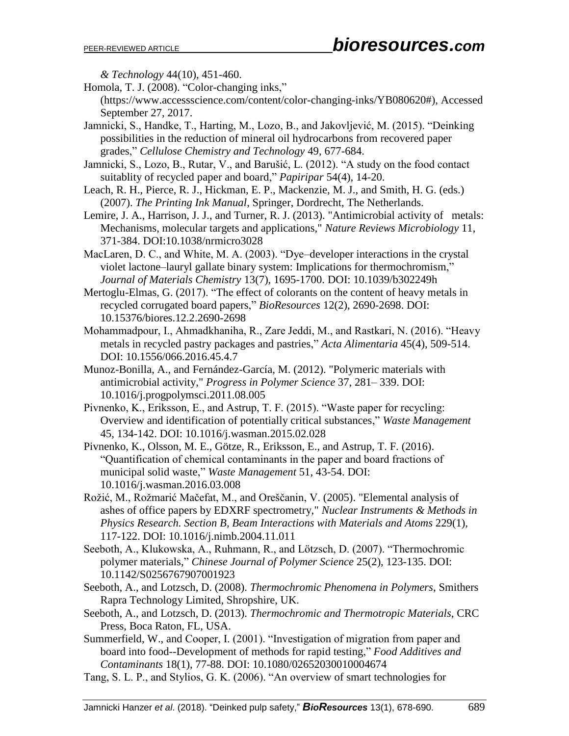*& Technology* 44(10), 451-460.

Homola, T. J. (2008). "Color-changing inks," (https://www.accessscience.com/content/color-changing-inks/YB080620#), Accessed September 27, 2017.

Jamnicki, S., Handke, T., Harting, M., Lozo, B., and Jakovljević, M. (2015). "Deinking possibilities in the reduction of mineral oil hydrocarbons from recovered paper grades," *Cellulose Chemistry and Technology* 49, 677-684.

Jamnicki, S., Lozo, B., Rutar, V., and Barušić, L. (2012). "A study on the food contact suitablity of recycled paper and board," *Papiripar* 54(4), 14-20.

Leach, R. H., Pierce, R. J., Hickman, E. P., Mackenzie, M. J., and Smith, H. G. (eds.) (2007). *The Printing Ink Manual*, Springer, Dordrecht, The Netherlands.

Lemire, J. A., Harrison, J. J., and Turner, R. J. (2013). "Antimicrobial activity of metals: Mechanisms, molecular targets and applications," *Nature Reviews Microbiology* 11, 371-384. DOI:10.1038/nrmicro3028

MacLaren, D. C., and White, M. A. (2003). "Dye–developer interactions in the crystal violet lactone–lauryl gallate binary system: Implications for thermochromism," *Journal of Materials Chemistry* 13(7), 1695-1700. DOI: 10.1039/b302249h

Mertoglu-Elmas, G. (2017). "The effect of colorants on the content of heavy metals in recycled corrugated board papers," *BioResources* 12(2), 2690-2698. DOI: 10.15376/biores.12.2.2690-2698

Mohammadpour, I., Ahmadkhaniha, R., Zare Jeddi, M., and Rastkari, N. (2016). "Heavy metals in recycled pastry packages and pastries," *Acta Alimentaria* 45(4), 509-514. DOI: 10.1556/066.2016.45.4.7

Munoz-Bonilla, A., and Fernández-García, M. (2012). "Polymeric materials with antimicrobial activity," *Progress in Polymer Science* 37, 281– 339. DOI: 10.1016/j.progpolymsci.2011.08.005

Pivnenko, K., Eriksson, E., and Astrup, T. F. (2015). "Waste paper for recycling: Overview and identification of potentially critical substances," *Waste Management* 45, 134-142. DOI: 10.1016/j.wasman.2015.02.028

Pivnenko, K., Olsson, M. E., Götze, R., Eriksson, E., and Astrup, T. F. (2016). "Quantification of chemical contaminants in the paper and board fractions of municipal solid waste," *Waste Management* 51, 43-54. DOI: 10.1016/j.wasman.2016.03.008

Rožić, M., Rožmarić Mačefat, M., and Oreščanin, V. (2005). "Elemental analysis of ashes of office papers by EDXRF spectrometry," *Nuclear Instruments & Methods in Physics Research. Section B, Beam Interactions with Materials and Atoms* 229(1), 117-122. DOI: 10.1016/j.nimb.2004.11.011

Seeboth, A., Klukowska, A., Ruhmann, R., and Lötzsch, D. (2007). "Thermochromic polymer materials," *Chinese Journal of Polymer Science* 25(2), 123-135. DOI: 10.1142/S0256767907001923

Seeboth, A., and Lotzsch, D. (2008). *Thermochromic Phenomena in Polymers*, Smithers Rapra Technology Limited, Shropshire, UK.

Seeboth, A., and Lotzsch, D. (2013). *Thermochromic and Thermotropic Materials*, CRC Press, Boca Raton, FL, USA.

Summerfield, W., and Cooper, I. (2001). "Investigation of migration from paper and board into food--Development of methods for rapid testing," *Food Additives and Contaminants* 18(1), 77-88. DOI: 10.1080/02652030010004674

Tang, S. L. P., and Stylios, G. K. (2006). "An overview of smart technologies for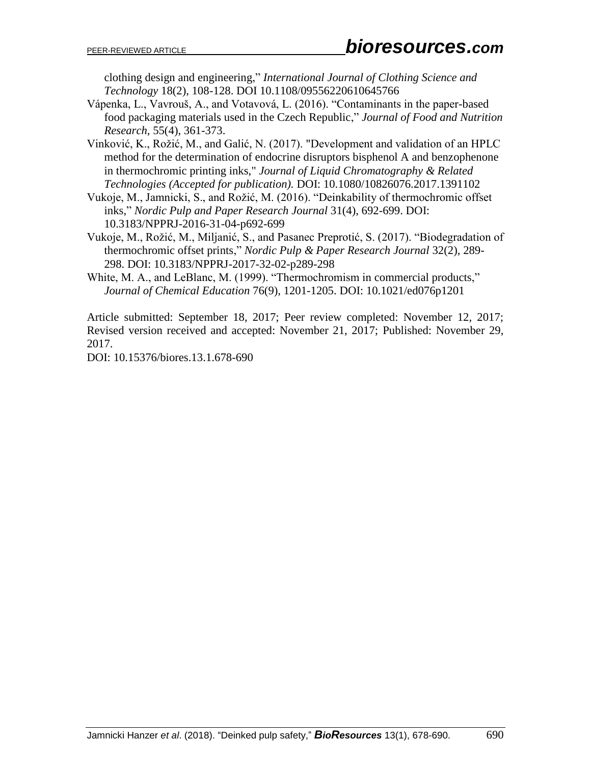clothing design and engineering," *International Journal of Clothing Science and Technology* 18(2), 108-128. DOI 10.1108/09556220610645766

Vápenka, L., Vavrouš, A., and Votavová, L. (2016). "Contaminants in the paper-based food packaging materials used in the Czech Republic," *Journal of Food and Nutrition Research*, 55(4), 361-373.

Vinković, K., Rožić, M., and Galić, N. (2017). "Development and validation of an HPLC method for the determination of endocrine disruptors bisphenol A and benzophenone in thermochromic printing inks," *Journal of Liquid Chromatography & Related Technologies (Accepted for publication).* DOI: 10.1080/10826076.2017.1391102

Vukoje, M., Jamnicki, S., and Rožić, M. (2016). "Deinkability of thermochromic offset inks," *Nordic Pulp and Paper Research Journal* 31(4), 692-699. DOI: 10.3183/NPPRJ-2016-31-04-p692-699

Vukoje, M., Rožić, M., Miljanić, S., and Pasanec Preprotić, S. (2017). "Biodegradation of thermochromic offset prints," *Nordic Pulp & Paper Research Journal* 32(2), 289-298. DOI: 10.3183/NPPRJ-2017-32-02-p289-298

White, M. A., and LeBlanc, M. (1999). "Thermochromism in commercial products," *Journal of Chemical Education* 76(9), 1201-1205. DOI: 10.1021/ed076p1201

Article submitted: September 18, 2017; Peer review completed: November 12, 2017; Revised version received and accepted: November 21, 2017; Published: November 29, 2017.

DOI: 10.15376/biores.13.1.678-690